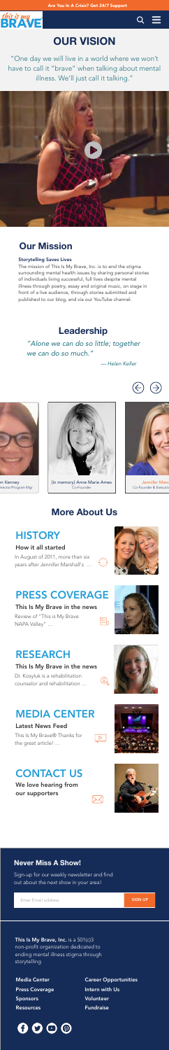Are You In A Crisis? Get 24/7 Support

# OUR VISION

"One day we will live in a world where we won't have to call it "brave" when talking about mental illness. We'll just call it talking."

## Our Mission

**Storytelling Saves Lives**

The mission of This Is My Brave, Inc. is to end the stigma surrounding mental health issues by sharing personal stories of individuals living successful, full lives despite mental illness through poetry, essay and original music, on stage in front of a live audience, through stories submitted and published to our blog, and via our YouTube channel.

## Leadership

*"Alone we can do so little; together we can do so much."*

*— Helen Keller*

n Kenney
irector/Program Mgr

(in memory) Anne Marie Ames
Co-Founder

Jennifer Mars
Co-Founder & Executi

## More About Us

### HISTORY

**How it all started**

In August of 2011, more than six years after Jennifer Marshall's …

### PRESS COVERAGE

**This Is My Brave in the news**

Review of "This is My Brave NAPA Valley" …

### RESEARCH

**This Is My Brave in the news**

Dr. Kosyluk is a rehabilitation counselor and rehabilitation …

### MEDIA CENTER

**Latest News Feed**

This Is My Brave® Thanks for the great article! …

### CONTACT US

**We love hearing from our supporters**

### Never Miss A Show!

Sign-up for our weekly newsletter and find out about the next show in your area!

Enter Email address

SIGN UP

**This Is My Brave, Inc.** is a 501(c)3 non-profit organization dedicated to ending mental illness stigma through storytelling

- Media Center
- Press Coverage
- Sponsors
- Resources
- Career Opportunities
- Intern with Us
- Volunteer
- Fundraise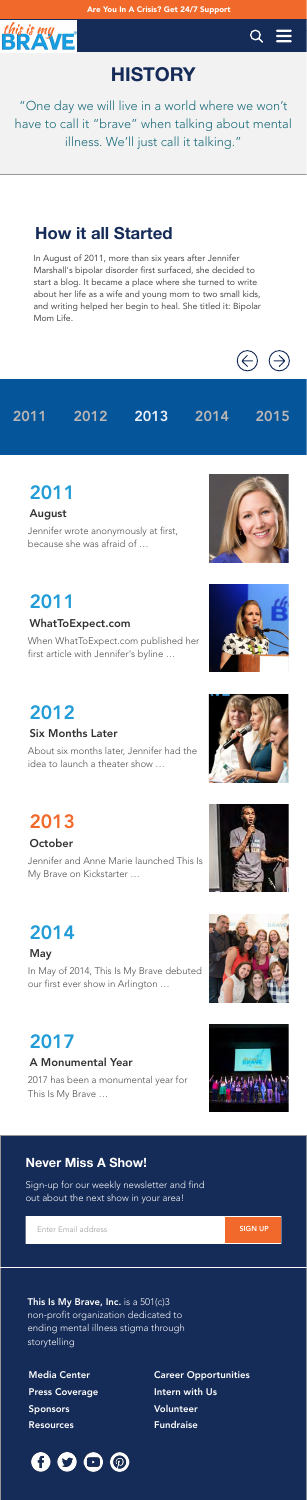Are You In A Crisis? Get 24/7 Support

# HISTORY

"One day we will live in a world where we won't have to call it "brave" when talking about mental illness. We'll just call it talking."

## How it all Started

In August of 2011, more than six years after Jennifer Marshall's bipolar disorder first surfaced, she decided to start a blog. It became a place where she turned to write about her life as a wife and young mom to two small kids, and writing helped her begin to heal. She titled it: Bipolar Mom Life.

2011 2012 **2013** 2014 2015

## 2011

### August

Jennifer wrote anonymously at first, because she was afraid of …

## 2011

### WhatToExpect.com

When WhatToExpect.com published her first article with Jennifer's byline …

## 2012

### Six Months Later

About six months later, Jennifer had the idea to launch a theater show …

## 2013

### October

Jennifer and Anne Marie launched This Is My Brave on Kickstarter …

## 2014

### May

In May of 2014, This Is My Brave debuted our first ever show in Arlington …

## 2017

### A Monumental Year

2017 has been a monumental year for This Is My Brave …

## Never Miss A Show!

Sign-up for our weekly newsletter and find out about the next show in your area!

Enter Email address SIGN UP

**This Is My Brave, Inc.** is a 501(c)3 non-profit organization dedicated to ending mental illness stigma through storytelling

- Media Center
- Press Coverage
- Sponsors
- Resources
- Career Opportunities
- Intern with Us
- Volunteer
- Fundraise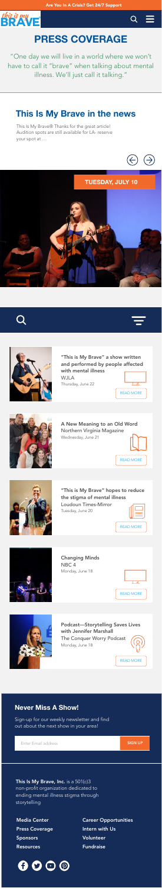Are You In A Crisis? Get 24/7 Support

# PRESS COVERAGE

"One day we will live in a world where we won't have to call it "brave" when talking about mental illness. We'll just call it talking."

## This Is My Brave in the news

This Is My Brave® Thanks for the great article! Audition spots are still available for LA- reserve your spot at ...

TUESDAY, JULY 10

### "This is My Brave" a show written and performed by people affected with mental illness

WJLA
Thursday, June 22

READ MORE

### A New Meaning to an Old Word

Northern Virginia Magazine
Wednesday, June 21

READ MORE

### "This is My Brave" hopes to reduce the stigma of mental illness

Loudoun Times-Mirror
Tuesday, June 20

READ MORE

### Changing Minds

NBC 4
Monday, June 18

READ MORE

### Podcast—Storytelling Saves Lives with Jennifer Marshall

The Conquer Worry Podcast
Monday, June 18

READ MORE

## Never Miss A Show!

Sign-up for our weekly newsletter and find out about the next show in your area!

Enter Email address

SIGN UP

**This Is My Brave, Inc.** is a 501(c)3 non-profit organization dedicated to ending mental illness stigma through storytelling

**Media Center**
**Press Coverage**
**Sponsors**
**Resources**
**Career Opportunities**
**Intern with Us**
**Volunteer**
**Fundraise**